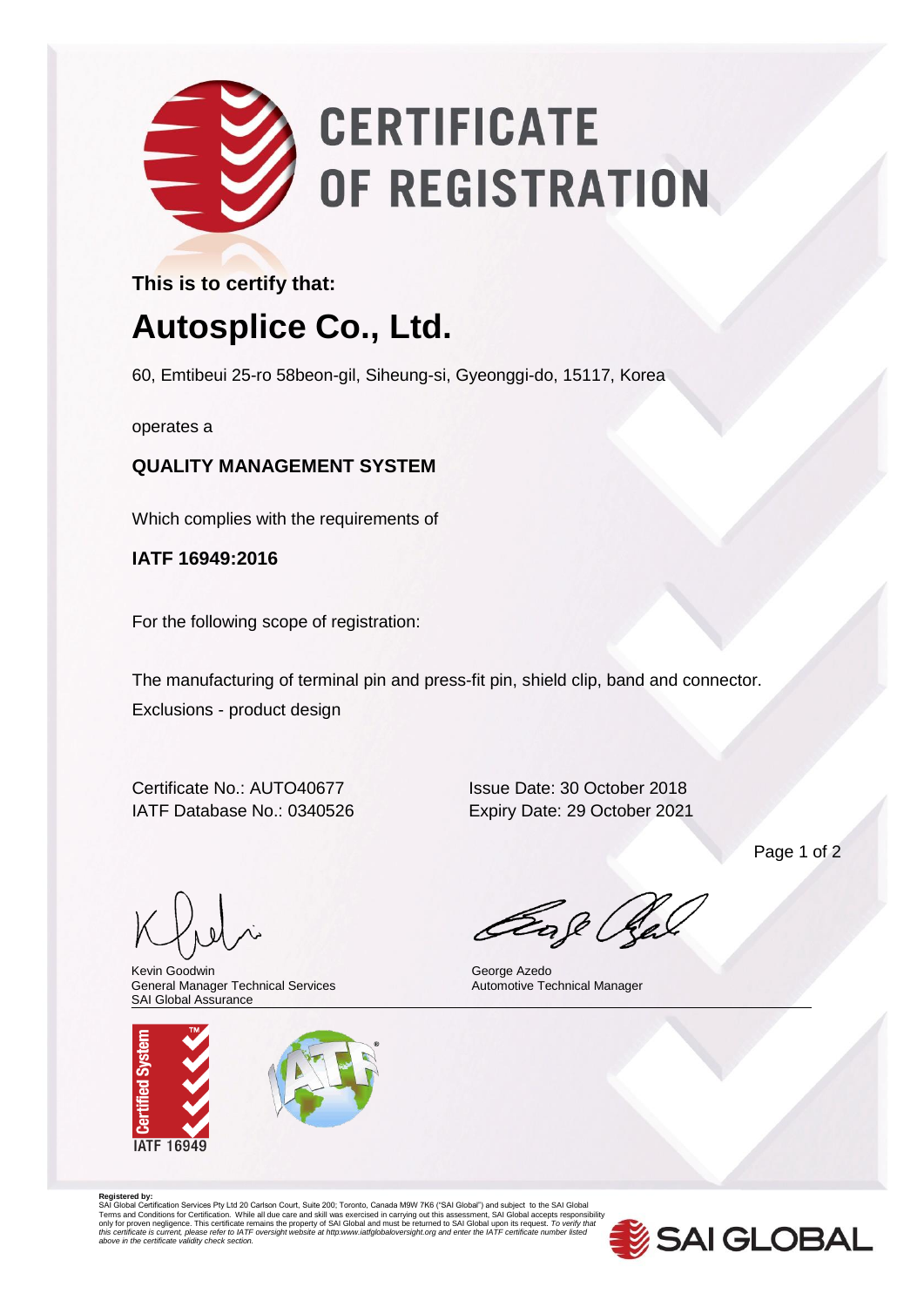# CERTIFICATE OF REGISTRATION

**This is to certify that:**

## Autosplice Co., Ltd.

60, Emtibeui 25-ro 58beon-gil, Siheung-si, Gyeonggi-do, 15117, Korea

operates a

**QUALITY MANAGEMENT SYSTEM**

Which complies with the requirements of

**IATF 16949:2016**

For the following scope of registration:

The manufacturing of terminal pin and press-fit pin, shield clip, band and connector.

Exclusions - product design

Certificate No.: AUTO40677
IATF Database No.: 0340526

Issue Date: 30 October 2018
Expiry Date: 29 October 2021

Kevin Goodwin
General Manager Technical Services
SAI Global Assurance

George Azedo
Automotive Technical Manager

Certified System
IATF 16949

**Registered by:**
SAI Global Certification Services Pty Ltd 20 Carlson Court, Suite 200; Toronto, Canada M9W 7K6 ("SAI Global") and subject to the SAI Global Terms and Conditions for Certification. While all due care and skill was exercised in carrying out this assessment, SAI Global accepts responsibility only for proven negligence. This certificate remains the property of SAI Global and must be returned to SAI Global upon its request. *To verify that this certificate is current, please refer to IATF oversight website at http:www.iatfglobaloversight.org and enter the IATF certificate number listed above in the certificate validity check section.*

SAI GLOBAL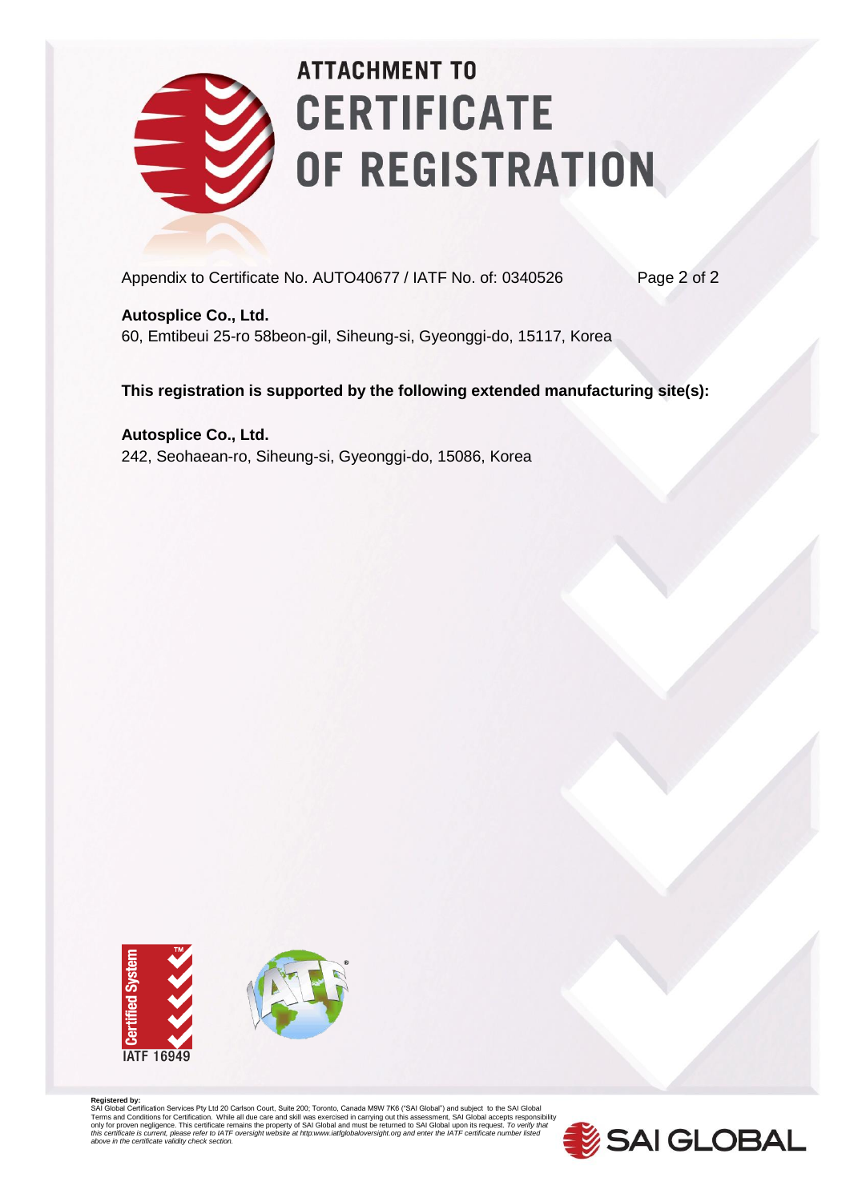# ATTACHMENT TO CERTIFICATE OF REGISTRATION

Appendix to Certificate No. AUTO40677 / IATF No. of: 0340526

**Autosplice Co., Ltd.**
60, Emtibeui 25-ro 58beon-gil, Siheung-si, Gyeonggi-do, 15117, Korea

**This registration is supported by the following extended manufacturing site(s):**

**Autosplice Co., Ltd.**
242, Seohaean-ro, Siheung-si, Gyeonggi-do, 15086, Korea

Certified System
IATF 16949

**Registered by:**
SAI Global Certification Services Pty Ltd 20 Carlson Court, Suite 200; Toronto, Canada M9W 7K6 ("SAI Global") and subject to the SAI Global Terms and Conditions for Certification. While all due care and skill was exercised in carrying out this assessment, SAI Global accepts responsibility only for proven negligence. This certificate remains the property of SAI Global and must be returned to SAI Global upon its request. *To verify that this certificate is current, please refer to IATF oversight website at http:www.iatfglobaloversight.org and enter the IATF certificate number listed above in the certificate validity check section.*

SAI GLOBAL